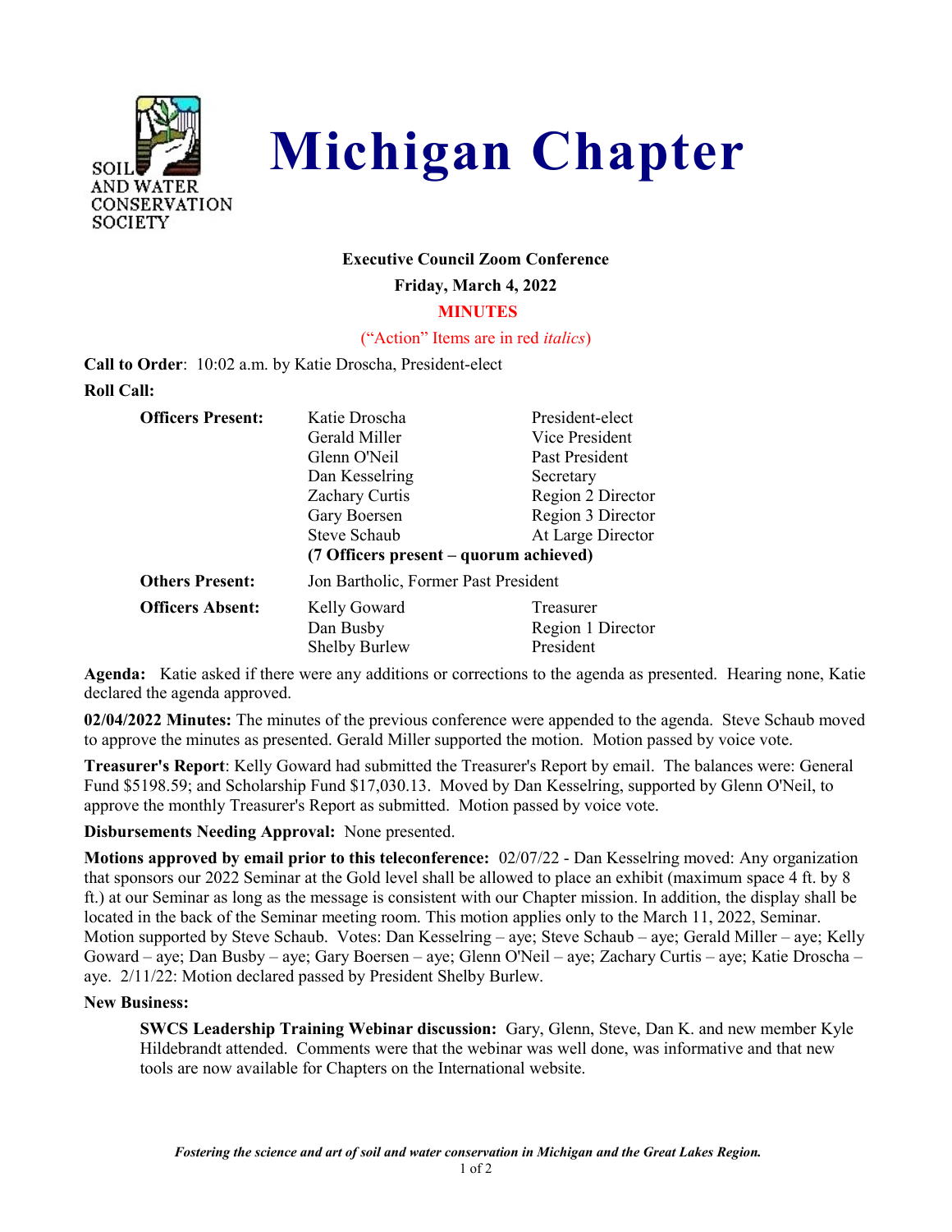SOIL AND WATER CONSERVATION SOCIETY

# Michigan Chapter

**Executive Council Zoom Conference**

**Friday, March 4, 2022**

**MINUTES**

("Action" Items are in red *italics*)

**Call to Order**: 10:02 a.m. by Katie Droscha, President-elect

**Roll Call:**

| | | |
|---|---|---|
| **Officers Present:** | Katie Droscha | President-elect |
| | Gerald Miller | Vice President |
| | Glenn O'Neil | Past President |
| | Dan Kesselring | Secretary |
| | Zachary Curtis | Region 2 Director |
| | Gary Boersen | Region 3 Director |
| | Steve Schaub | At Large Director |
| | **(7 Officers present – quorum achieved)** | |
| **Others Present:** | Jon Bartholic, Former Past President | |
| **Officers Absent:** | Kelly Goward | Treasurer |
| | Dan Busby | Region 1 Director |
| | Shelby Burlew | President |

**Agenda:** Katie asked if there were any additions or corrections to the agenda as presented. Hearing none, Katie declared the agenda approved.

**02/04/2022 Minutes:** The minutes of the previous conference were appended to the agenda. Steve Schaub moved to approve the minutes as presented. Gerald Miller supported the motion. Motion passed by voice vote.

**Treasurer's Report**: Kelly Goward had submitted the Treasurer's Report by email. The balances were: General Fund $5198.59; and Scholarship Fund $17,030.13. Moved by Dan Kesselring, supported by Glenn O'Neil, to approve the monthly Treasurer's Report as submitted. Motion passed by voice vote.

**Disbursements Needing Approval:** None presented.

**Motions approved by email prior to this teleconference:** 02/07/22 - Dan Kesselring moved: Any organization that sponsors our 2022 Seminar at the Gold level shall be allowed to place an exhibit (maximum space 4 ft. by 8 ft.) at our Seminar as long as the message is consistent with our Chapter mission. In addition, the display shall be located in the back of the Seminar meeting room. This motion applies only to the March 11, 2022, Seminar. Motion supported by Steve Schaub. Votes: Dan Kesselring – aye; Steve Schaub – aye; Gerald Miller – aye; Kelly Goward – aye; Dan Busby – aye; Gary Boersen – aye; Glenn O'Neil – aye; Zachary Curtis – aye; Katie Droscha – aye. 2/11/22: Motion declared passed by President Shelby Burlew.

**New Business:**

**SWCS Leadership Training Webinar discussion:** Gary, Glenn, Steve, Dan K. and new member Kyle Hildebrandt attended. Comments were that the webinar was well done, was informative and that new tools are now available for Chapters on the International website.

*Fostering the science and art of soil and water conservation in Michigan and the Great Lakes Region.*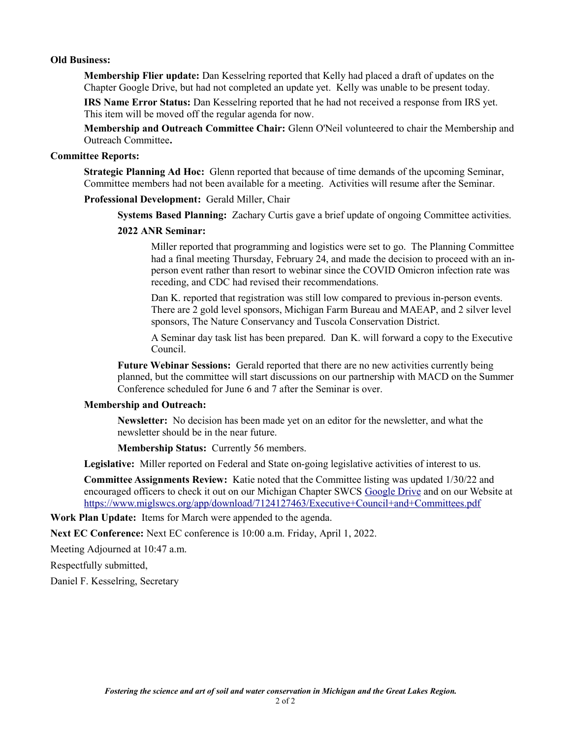**Old Business:**

**Membership Flier update:** Dan Kesselring reported that Kelly had placed a draft of updates on the Chapter Google Drive, but had not completed an update yet. Kelly was unable to be present today.

**IRS Name Error Status:** Dan Kesselring reported that he had not received a response from IRS yet. This item will be moved off the regular agenda for now.

**Membership and Outreach Committee Chair:** Glenn O'Neil volunteered to chair the Membership and Outreach Committee**.**

**Committee Reports:**

**Strategic Planning Ad Hoc:** Glenn reported that because of time demands of the upcoming Seminar, Committee members had not been available for a meeting. Activities will resume after the Seminar.

**Professional Development:** Gerald Miller, Chair

**Systems Based Planning:** Zachary Curtis gave a brief update of ongoing Committee activities.

**2022 ANR Seminar:**

Miller reported that programming and logistics were set to go. The Planning Committee had a final meeting Thursday, February 24, and made the decision to proceed with an in-person event rather than resort to webinar since the COVID Omicron infection rate was receding, and CDC had revised their recommendations.

Dan K. reported that registration was still low compared to previous in-person events. There are 2 gold level sponsors, Michigan Farm Bureau and MAEAP, and 2 silver level sponsors, The Nature Conservancy and Tuscola Conservation District.

A Seminar day task list has been prepared. Dan K. will forward a copy to the Executive Council.

**Future Webinar Sessions:** Gerald reported that there are no new activities currently being planned, but the committee will start discussions on our partnership with MACD on the Summer Conference scheduled for June 6 and 7 after the Seminar is over.

**Membership and Outreach:**

**Newsletter:** No decision has been made yet on an editor for the newsletter, and what the newsletter should be in the near future.

**Membership Status:** Currently 56 members.

**Legislative:** Miller reported on Federal and State on-going legislative activities of interest to us.

**Committee Assignments Review:** Katie noted that the Committee listing was updated 1/30/22 and encouraged officers to check it out on our Michigan Chapter SWCS Google Drive and on our Website at https://www.miglswcs.org/app/download/7124127463/Executive+Council+and+Committees.pdf

**Work Plan Update:** Items for March were appended to the agenda.

**Next EC Conference:** Next EC conference is 10:00 a.m. Friday, April 1, 2022.

Meeting Adjourned at 10:47 a.m.

Respectfully submitted,

Daniel F. Kesselring, Secretary

***Fostering the science and art of soil and water conservation in Michigan and the Great Lakes Region.***